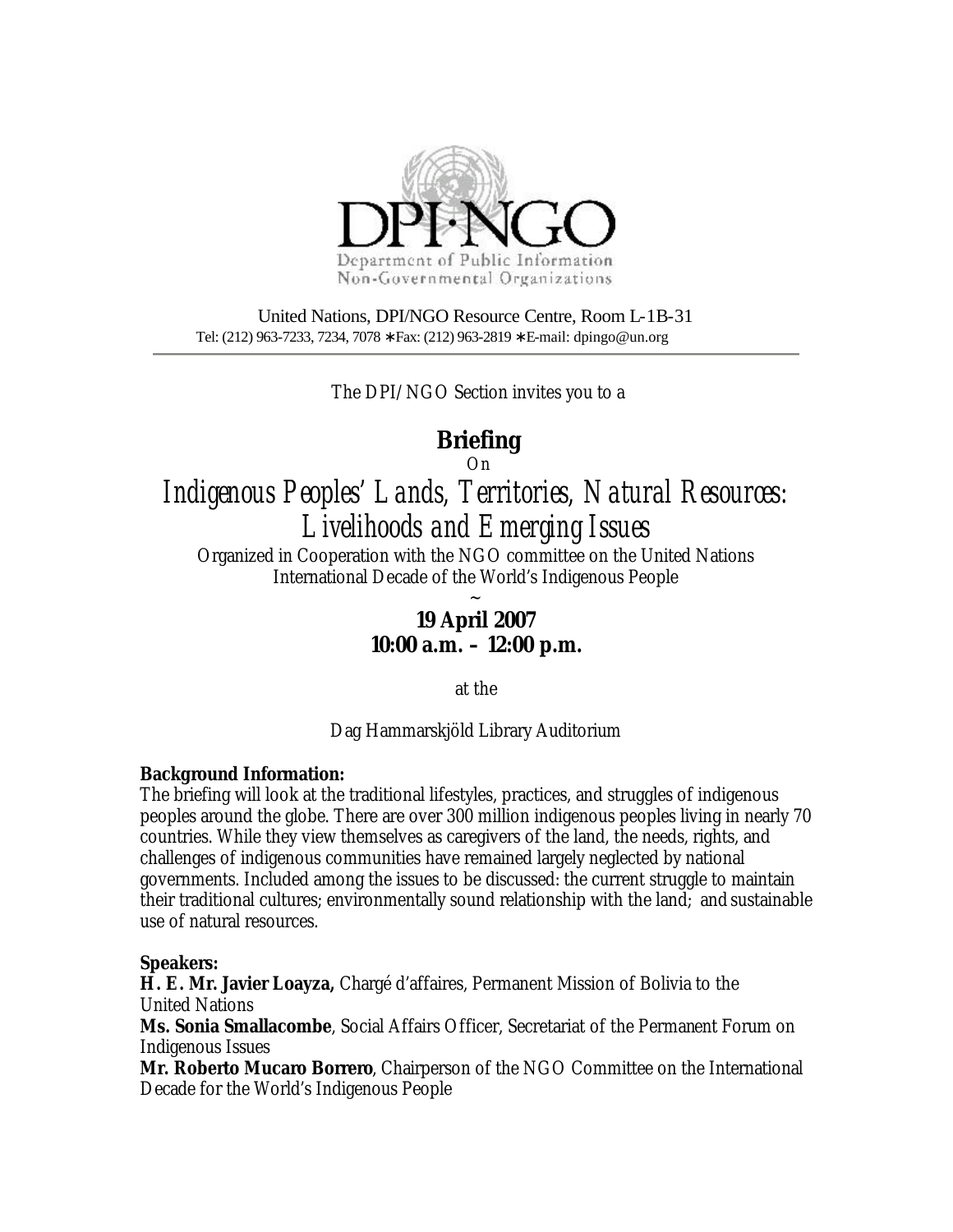DPI·NGO

Department of Public Information
Non-Governmental Organizations

United Nations, DPI/NGO Resource Centre, Room L-1B-31
Tel: (212) 963-7233, 7234, 7078 ∗Fax: (212) 963-2819 ∗E-mail: dpingo@un.org

---

*The DPI/NGO Section invites you to a*

# Briefing

*On*

# *Indigenous Peoples' Lands, Territories, Natural Resources: Livelihoods and Emerging Issues*

Organized in Cooperation with the NGO committee on the United Nations International Decade of the World's Indigenous People

~

**19 April 2007**
**10:00 a.m. – 12:00 p.m.**

at the

Dag Hammarskjöld Library Auditorium

**Background Information:**
The briefing will look at the traditional lifestyles, practices, and struggles of indigenous peoples around the globe. There are over 300 million indigenous peoples living in nearly 70 countries. While they view themselves as caregivers of the land, the needs, rights, and challenges of indigenous communities have remained largely neglected by national governments. Included among the issues to be discussed: the current struggle to maintain their traditional cultures; environmentally sound relationship with the land; and sustainable use of natural resources.

**Speakers:**
**H. E. Mr. Javier Loayza,** Chargé d'affaires, Permanent Mission of Bolivia to the United Nations
**Ms. Sonia Smallacombe**, Social Affairs Officer, Secretariat of the Permanent Forum on Indigenous Issues
**Mr. Roberto Mucaro Borrero**, Chairperson of the NGO Committee on the International Decade for the World's Indigenous People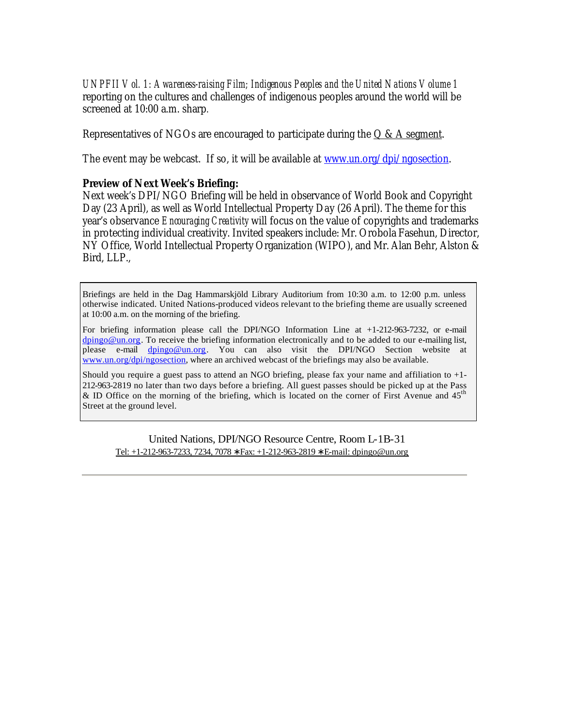*UNPFII Vol. 1: Awareness-raising Film; Indigenous Peoples and the United Nations Volume 1* reporting on the cultures and challenges of indigenous peoples around the world will be screened at 10:00 a.m. sharp.

Representatives of NGOs are encouraged to participate during the Q & A segment.

The event may be webcast. If so, it will be available at www.un.org/dpi/ngosection.

**Preview of Next Week's Briefing:**
Next week's DPI/NGO Briefing will be held in observance of World Book and Copyright Day (23 April), as well as World Intellectual Property Day (26 April). The theme for this year's observance *Encouraging Creativity* will focus on the value of copyrights and trademarks in protecting individual creativity. Invited speakers include: Mr. Orobola Fasehun, Director, NY Office, World Intellectual Property Organization (WIPO), and Mr. Alan Behr, Alston & Bird, LLP.,

Briefings are held in the Dag Hammarskjöld Library Auditorium from 10:30 a.m. to 12:00 p.m. unless otherwise indicated. United Nations-produced videos relevant to the briefing theme are usually screened at 10:00 a.m. on the morning of the briefing.

For briefing information please call the DPI/NGO Information Line at +1-212-963-7232, or e-mail dpingo@un.org. To receive the briefing information electronically and to be added to our e-mailing list, please e-mail dpingo@un.org. You can also visit the DPI/NGO Section website at www.un.org/dpi/ngosection, where an archived webcast of the briefings may also be available.

Should you require a guest pass to attend an NGO briefing, please fax your name and affiliation to +1-212-963-2819 no later than two days before a briefing. All guest passes should be picked up at the Pass & ID Office on the morning of the briefing, which is located on the corner of First Avenue and 45th Street at the ground level.

United Nations, DPI/NGO Resource Centre, Room L-1B-31
Tel: +1-212-963-7233, 7234, 7078 ∗Fax: +1-212-963-2819 ∗E-mail: dpingo@un.org